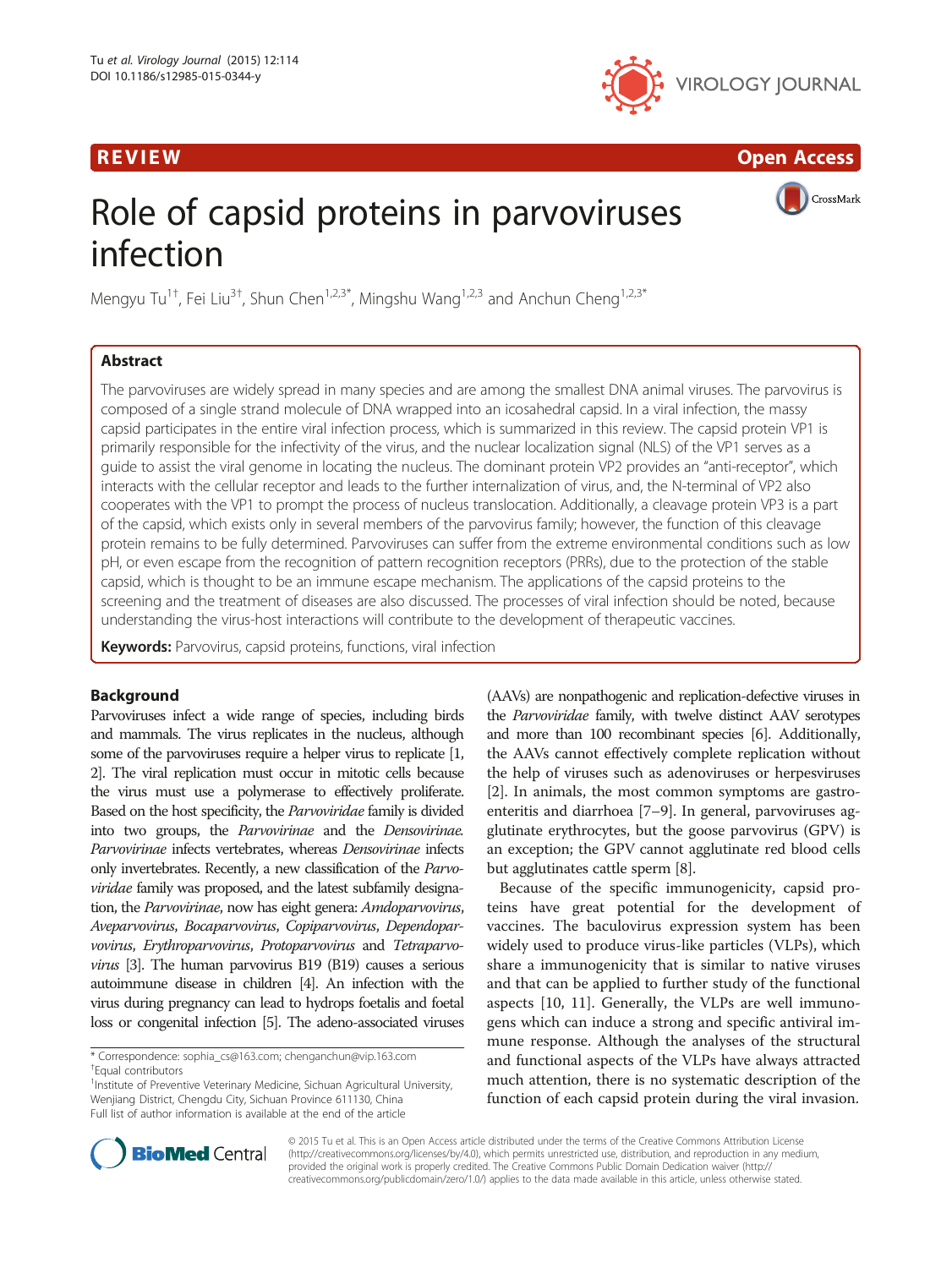REVIEW Open Access

# Role of capsid proteins in parvoviruses infection

Mengyu Tu[1†], Fei Liu[3†], Shun Chen[1,2,3*], Mingshu Wang[1,2,3] and Anchun Cheng[1,2,3*]

## Abstract

The parvoviruses are widely spread in many species and are among the smallest DNA animal viruses. The parvovirus is composed of a single strand molecule of DNA wrapped into an icosahedral capsid. In a viral infection, the massy capsid participates in the entire viral infection process, which is summarized in this review. The capsid protein VP1 is primarily responsible for the infectivity of the virus, and the nuclear localization signal (NLS) of the VP1 serves as a guide to assist the viral genome in locating the nucleus. The dominant protein VP2 provides an "anti-receptor", which interacts with the cellular receptor and leads to the further internalization of virus, and, the N-terminal of VP2 also cooperates with the VP1 to prompt the process of nucleus translocation. Additionally, a cleavage protein VP3 is a part of the capsid, which exists only in several members of the parvovirus family; however, the function of this cleavage protein remains to be fully determined. Parvoviruses can suffer from the extreme environmental conditions such as low pH, or even escape from the recognition of pattern recognition receptors (PRRs), due to the protection of the stable capsid, which is thought to be an immune escape mechanism. The applications of the capsid proteins to the screening and the treatment of diseases are also discussed. The processes of viral infection should be noted, because understanding the virus-host interactions will contribute to the development of therapeutic vaccines.

**Keywords:** Parvovirus, capsid proteins, functions, viral infection

## Background

Parvoviruses infect a wide range of species, including birds and mammals. The virus replicates in the nucleus, although some of the parvoviruses require a helper virus to replicate [1, 2]. The viral replication must occur in mitotic cells because the virus must use a polymerase to effectively proliferate. Based on the host specificity, the *Parvoviridae* family is divided into two groups, the *Parvovirinae* and the *Densovirinae*. *Parvovirinae* infects vertebrates, whereas *Densovirinae* infects only invertebrates. Recently, a new classification of the *Parvoviridae* family was proposed, and the latest subfamily designation, the *Parvovirinae*, now has eight genera: *Amdoparvovirus*, *Aveparvovirus*, *Bocaparvovirus*, *Copiparvovirus*, *Dependoparvovirus*, *Erythroparvovirus*, *Protoparvovirus* and *Tetraparvovirus* [3]. The human parvovirus B19 (B19) causes a serious autoimmune disease in children [4]. An infection with the virus during pregnancy can lead to hydrops foetalis and foetal loss or congenital infection [5]. The adeno-associated viruses (AAVs) are nonpathogenic and replication-defective viruses in the *Parvoviridae* family, with twelve distinct AAV serotypes and more than 100 recombinant species [6]. Additionally, the AAVs cannot effectively complete replication without the help of viruses such as adenoviruses or herpesviruses [2]. In animals, the most common symptoms are gastroenteritis and diarrhoea [7–9]. In general, parvoviruses agglutinate erythrocytes, but the goose parvovirus (GPV) is an exception; the GPV cannot agglutinate red blood cells but agglutinates cattle sperm [8].

Because of the specific immunogenicity, capsid proteins have great potential for the development of vaccines. The baculovirus expression system has been widely used to produce virus-like particles (VLPs), which share a immunogenicity that is similar to native viruses and that can be applied to further study of the functional aspects [10, 11]. Generally, the VLPs are well immunogens which can induce a strong and specific antiviral immune response. Although the analyses of the structural and functional aspects of the VLPs have always attracted much attention, there is no systematic description of the function of each capsid protein during the viral invasion.

\* Correspondence: sophia_cs@163.com; chenganchun@vip.163.com
†Equal contributors
[1]Institute of Preventive Veterinary Medicine, Sichuan Agricultural University, Wenjiang District, Chengdu City, Sichuan Province 611130, China
Full list of author information is available at the end of the article

© 2015 Tu et al. This is an Open Access article distributed under the terms of the Creative Commons Attribution License (http://creativecommons.org/licenses/by/4.0), which permits unrestricted use, distribution, and reproduction in any medium, provided the original work is properly credited. The Creative Commons Public Domain Dedication waiver (http://creativecommons.org/publicdomain/zero/1.0/) applies to the data made available in this article, unless otherwise stated.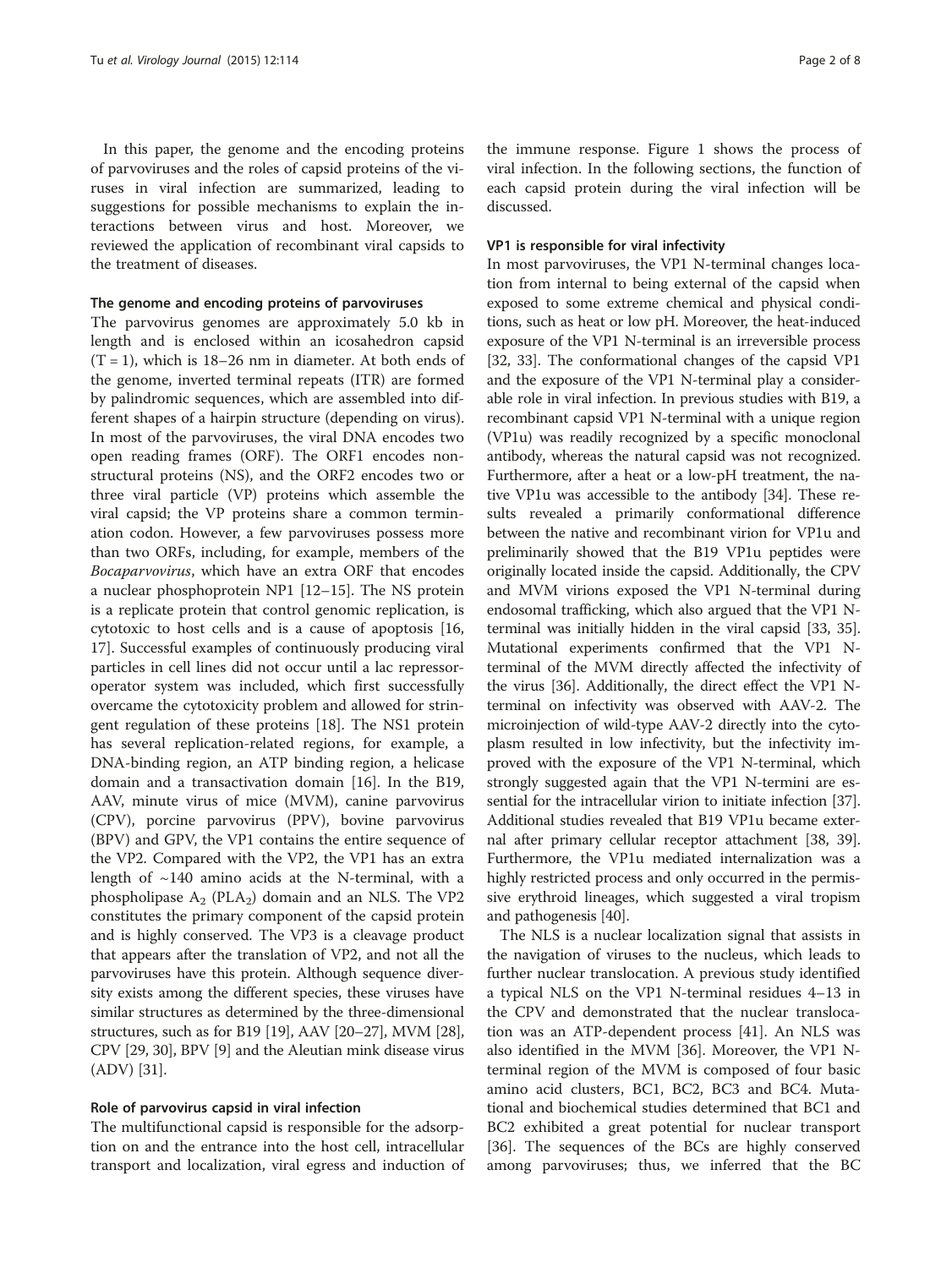In this paper, the genome and the encoding proteins of parvoviruses and the roles of capsid proteins of the viruses in viral infection are summarized, leading to suggestions for possible mechanisms to explain the interactions between virus and host. Moreover, we reviewed the application of recombinant viral capsids to the treatment of diseases.

### The genome and encoding proteins of parvoviruses

The parvovirus genomes are approximately 5.0 kb in length and is enclosed within an icosahedron capsid (T = 1), which is 18–26 nm in diameter. At both ends of the genome, inverted terminal repeats (ITR) are formed by palindromic sequences, which are assembled into different shapes of a hairpin structure (depending on virus). In most of the parvoviruses, the viral DNA encodes two open reading frames (ORF). The ORF1 encodes nonstructural proteins (NS), and the ORF2 encodes two or three viral particle (VP) proteins which assemble the viral capsid; the VP proteins share a common termination codon. However, a few parvoviruses possess more than two ORFs, including, for example, members of the *Bocaparvovirus*, which have an extra ORF that encodes a nuclear phosphoprotein NP1 [12–15]. The NS protein is a replicate protein that control genomic replication, is cytotoxic to host cells and is a cause of apoptosis [16, 17]. Successful examples of continuously producing viral particles in cell lines did not occur until a lac repressor-operator system was included, which first successfully overcame the cytotoxicity problem and allowed for stringent regulation of these proteins [18]. The NS1 protein has several replication-related regions, for example, a DNA-binding region, an ATP binding region, a helicase domain and a transactivation domain [16]. In the B19, AAV, minute virus of mice (MVM), canine parvovirus (CPV), porcine parvovirus (PPV), bovine parvovirus (BPV) and GPV, the VP1 contains the entire sequence of the VP2. Compared with the VP2, the VP1 has an extra length of ~140 amino acids at the N-terminal, with a phospholipase $A_2$ ($PLA_2$) domain and an NLS. The VP2 constitutes the primary component of the capsid protein and is highly conserved. The VP3 is a cleavage product that appears after the translation of VP2, and not all the parvoviruses have this protein. Although sequence diversity exists among the different species, these viruses have similar structures as determined by the three-dimensional structures, such as for B19 [19], AAV [20–27], MVM [28], CPV [29, 30], BPV [9] and the Aleutian mink disease virus (ADV) [31].

### Role of parvovirus capsid in viral infection

The multifunctional capsid is responsible for the adsorption on and the entrance into the host cell, intracellular transport and localization, viral egress and induction of the immune response. Figure 1 shows the process of viral infection. In the following sections, the function of each capsid protein during the viral infection will be discussed.

#### VP1 is responsible for viral infectivity

In most parvoviruses, the VP1 N-terminal changes location from internal to being external of the capsid when exposed to some extreme chemical and physical conditions, such as heat or low pH. Moreover, the heat-induced exposure of the VP1 N-terminal is an irreversible process [32, 33]. The conformational changes of the capsid VP1 and the exposure of the VP1 N-terminal play a considerable role in viral infection. In previous studies with B19, a recombinant capsid VP1 N-terminal with a unique region (VP1u) was readily recognized by a specific monoclonal antibody, whereas the natural capsid was not recognized. Furthermore, after a heat or a low-pH treatment, the native VP1u was accessible to the antibody [34]. These results revealed a primarily conformational difference between the native and recombinant virion for VP1u and preliminarily showed that the B19 VP1u peptides were originally located inside the capsid. Additionally, the CPV and MVM virions exposed the VP1 N-terminal during endosomal trafficking, which also argued that the VP1 N-terminal was initially hidden in the viral capsid [33, 35]. Mutational experiments confirmed that the VP1 N-terminal of the MVM directly affected the infectivity of the virus [36]. Additionally, the direct effect the VP1 N-terminal on infectivity was observed with AAV-2. The microinjection of wild-type AAV-2 directly into the cytoplasm resulted in low infectivity, but the infectivity improved with the exposure of the VP1 N-terminal, which strongly suggested again that the VP1 N-termini are essential for the intracellular virion to initiate infection [37]. Additional studies revealed that B19 VP1u became external after primary cellular receptor attachment [38, 39]. Furthermore, the VP1u mediated internalization was a highly restricted process and only occurred in the permissive erythroid lineages, which suggested a viral tropism and pathogenesis [40].

The NLS is a nuclear localization signal that assists in the navigation of viruses to the nucleus, which leads to further nuclear translocation. A previous study identified a typical NLS on the VP1 N-terminal residues 4–13 in the CPV and demonstrated that the nuclear translocation was an ATP-dependent process [41]. An NLS was also identified in the MVM [36]. Moreover, the VP1 N-terminal region of the MVM is composed of four basic amino acid clusters, BC1, BC2, BC3 and BC4. Mutational and biochemical studies determined that BC1 and BC2 exhibited a great potential for nuclear transport [36]. The sequences of the BCs are highly conserved among parvoviruses; thus, we inferred that the BC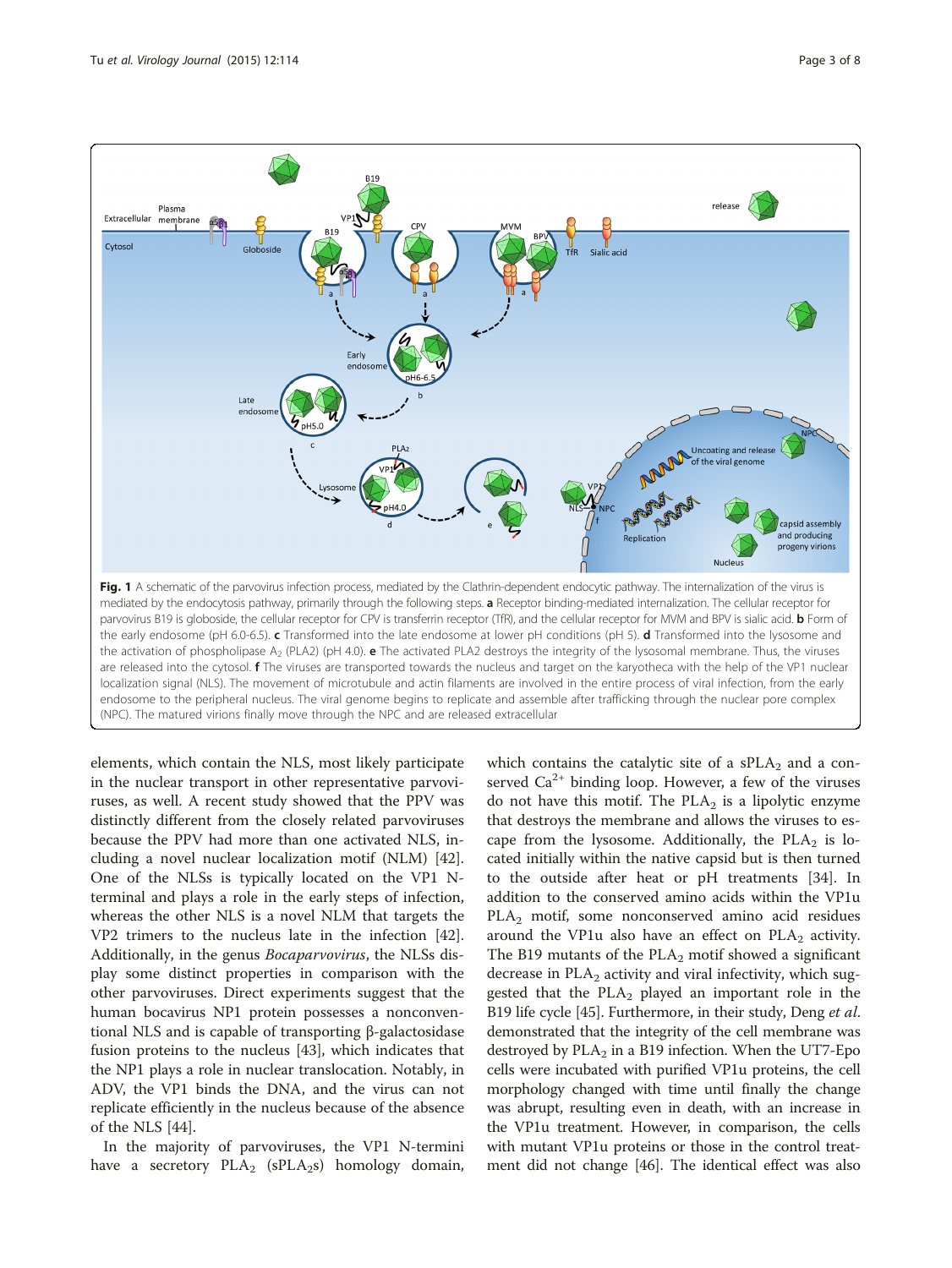**Fig. 1** A schematic of the parvovirus infection process, mediated by the Clathrin-dependent endocytic pathway. The internalization of the virus is mediated by the endocytosis pathway, primarily through the following steps. **a** Receptor binding-mediated internalization. The cellular receptor for parvovirus B19 is globoside, the cellular receptor for CPV is transferrin receptor (TfR), and the cellular receptor for MVM and BPV is sialic acid. **b** Form of the early endosome (pH 6.0-6.5). **c** Transformed into the late endosome at lower pH conditions (pH 5). **d** Transformed into the lysosome and the activation of phospholipase $A_2$ (PLA2) (pH 4.0). **e** The activated PLA2 destroys the integrity of the lysosomal membrane. Thus, the viruses are released into the cytosol. **f** The viruses are transported towards the nucleus and target on the karyotheca with the help of the VP1 nuclear localization signal (NLS). The movement of microtubule and actin filaments are involved in the entire process of viral infection, from the early endosome to the peripheral nucleus. The viral genome begins to replicate and assemble after trafficking through the nuclear pore complex (NPC). The matured virions finally move through the NPC and are released extracellular

elements, which contain the NLS, most likely participate in the nuclear transport in other representative parvoviruses, as well. A recent study showed that the PPV was distinctly different from the closely related parvoviruses because the PPV had more than one activated NLS, including a novel nuclear localization motif (NLM) [42]. One of the NLSs is typically located on the VP1 N-terminal and plays a role in the early steps of infection, whereas the other NLS is a novel NLM that targets the VP2 trimers to the nucleus late in the infection [42]. Additionally, in the genus *Bocaparvovirus*, the NLSs display some distinct properties in comparison with the other parvoviruses. Direct experiments suggest that the human bocavirus NP1 protein possesses a nonconventional NLS and is capable of transporting β-galactosidase fusion proteins to the nucleus [43], which indicates that the NP1 plays a role in nuclear translocation. Notably, in ADV, the VP1 binds the DNA, and the virus can not replicate efficiently in the nucleus because of the absence of the NLS [44].

In the majority of parvoviruses, the VP1 N-termini have a secretory $PLA_2$ ($sPLA_2s$) homology domain, which contains the catalytic site of a $sPLA_2$ and a conserved $Ca^{2+}$ binding loop. However, a few of the viruses do not have this motif. The $PLA_2$ is a lypolytic enzyme that destroys the membrane and allows the viruses to escape from the lysosome. Additionally, the $PLA_2$ is located initially within the native capsid but is then turned to the outside after heat or pH treatments [34]. In addition to the conserved amino acids within the VP1u $PLA_2$ motif, some nonconserved amino acid residues around the VP1u also have an effect on $PLA_2$ activity. The B19 mutants of the $PLA_2$ motif showed a significant decrease in $PLA_2$ activity and viral infectivity, which suggested that the $PLA_2$ played an important role in the B19 life cycle [45]. Furthermore, in their study, Deng *et al.* demonstrated that the integrity of the cell membrane was destroyed by $PLA_2$ in a B19 infection. When the UT7-Epo cells were incubated with purified VP1u proteins, the cell morphology changed with time until finally the change was abrupt, resulting even in death, with an increase in the VP1u treatment. However, in comparison, the cells with mutant VP1u proteins or those in the control treatment did not change [46]. The identical effect was also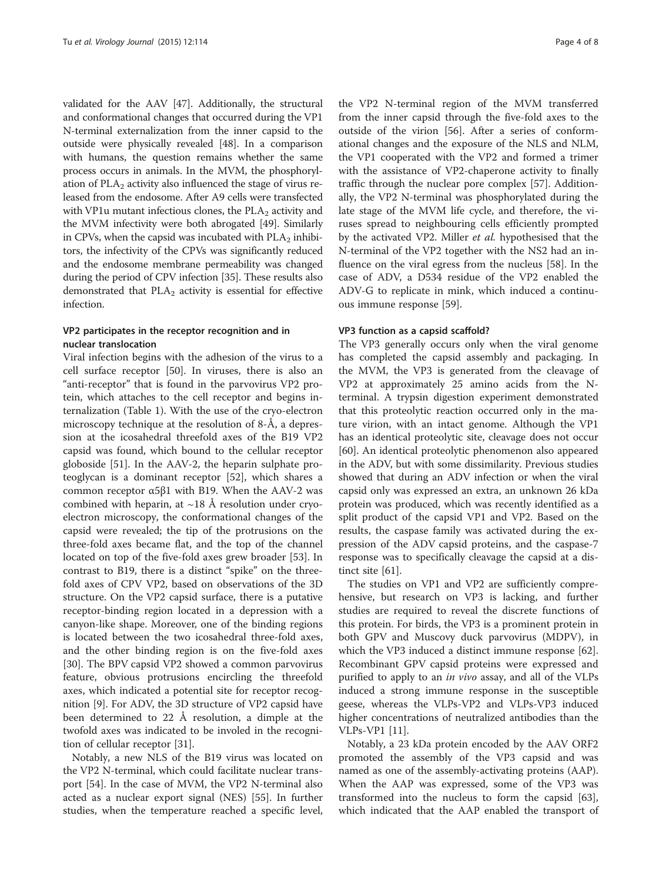validated for the AAV [47]. Additionally, the structural and conformational changes that occurred during the VP1 N-terminal externalization from the inner capsid to the outside were physically revealed [48]. In a comparison with humans, the question remains whether the same process occurs in animals. In the MVM, the phosphorylation of $PLA_2$ activity also influenced the stage of virus released from the endosome. After A9 cells were transfected with VP1u mutant infectious clones, the $PLA_2$ activity and the MVM infectivity were both abrogated [49]. Similarly in CPVs, when the capsid was incubated with $PLA_2$ inhibitors, the infectivity of the CPVs was significantly reduced and the endosome membrane permeability was changed during the period of CPV infection [35]. These results also demonstrated that $PLA_2$ activity is essential for effective infection.

### VP2 participates in the receptor recognition and in nuclear translocation

Viral infection begins with the adhesion of the virus to a cell surface receptor [50]. In viruses, there is also an "anti-receptor" that is found in the parvovirus VP2 protein, which attaches to the cell receptor and begins internalization (Table 1). With the use of the cryo-electron microscopy technique at the resolution of 8-Å, a depression at the icosahedral threefold axes of the B19 VP2 capsid was found, which bound to the cellular receptor globoside [51]. In the AAV-2, the heparin sulphate proteoglycan is a dominant receptor [52], which shares a common receptor α5β1 with B19. When the AAV-2 was combined with heparin, at ~18 Å resolution under cryo-electron microscopy, the conformational changes of the capsid were revealed; the tip of the protrusions on the three-fold axes became flat, and the top of the channel located on top of the five-fold axes grew broader [53]. In contrast to B19, there is a distinct "spike" on the three-fold axes of CPV VP2, based on observations of the 3D structure. On the VP2 capsid surface, there is a putative receptor-binding region located in a depression with a canyon-like shape. Moreover, one of the binding regions is located between the two icosahedral three-fold axes, and the other binding region is on the five-fold axes [30]. The BPV capsid VP2 showed a common parvovirus feature, obvious protrusions encircling the threefold axes, which indicated a potential site for receptor recognition [9]. For ADV, the 3D structure of VP2 capsid have been determined to 22 Å resolution, a dimple at the twofold axes was indicated to be involed in the recognition of cellular receptor [31].

Notably, a new NLS of the B19 virus was located on the VP2 N-terminal, which could facilitate nuclear transport [54]. In the case of MVM, the VP2 N-terminal also acted as a nuclear export signal (NES) [55]. In further studies, when the temperature reached a specific level, the VP2 N-terminal region of the MVM transferred from the inner capsid through the five-fold axes to the outside of the virion [56]. After a series of conformational changes and the exposure of the NLS and NLM, the VP1 cooperated with the VP2 and formed a trimer with the assistance of VP2-chaperone activity to finally traffic through the nuclear pore complex [57]. Additionally, the VP2 N-terminal was phosphorylated during the late stage of the MVM life cycle, and therefore, the viruses spread to neighbouring cells efficiently prompted by the activated VP2. Miller *et al.* hypothesised that the N-terminal of the VP2 together with the NS2 had an influence on the viral egress from the nucleus [58]. In the case of ADV, a D534 residue of the VP2 enabled the ADV-G to replicate in mink, which induced a continuous immune response [59].

### VP3 function as a capsid scaffold?

The VP3 generally occurs only when the viral genome has completed the capsid assembly and packaging. In the MVM, the VP3 is generated from the cleavage of VP2 at approximately 25 amino acids from the N-terminal. A trypsin digestion experiment demonstrated that this proteolytic reaction occurred only in the mature virion, with an intact genome. Although the VP1 has an identical proteolytic site, cleavage does not occur [60]. An identical proteolytic phenomenon also appeared in the ADV, but with some dissimilarity. Previous studies showed that during an ADV infection or when the viral capsid only was expressed an extra, an unknown 26 kDa protein was produced, which was recently identified as a split product of the capsid VP1 and VP2. Based on the results, the caspase family was activated during the expression of the ADV capsid proteins, and the caspase-7 response was to specifically cleavage the capsid at a distinct site [61].

The studies on VP1 and VP2 are sufficiently comprehensive, but research on VP3 is lacking, and further studies are required to reveal the discrete functions of this protein. For birds, the VP3 is a prominent protein in both GPV and Muscovy duck parvovirus (MDPV), in which the VP3 induced a distinct immune response [62]. Recombinant GPV capsid proteins were expressed and purified to apply to an *in vivo* assay, and all of the VLPs induced a strong immune response in the susceptible geese, whereas the VLPs-VP2 and VLPs-VP3 induced higher concentrations of neutralized antibodies than the VLPs-VP1 [11].

Notably, a 23 kDa protein encoded by the AAV ORF2 promoted the assembly of the VP3 capsid and was named as one of the assembly-activating proteins (AAP). When the AAP was expressed, some of the VP3 was transformed into the nucleus to form the capsid [63], which indicated that the AAP enabled the transport of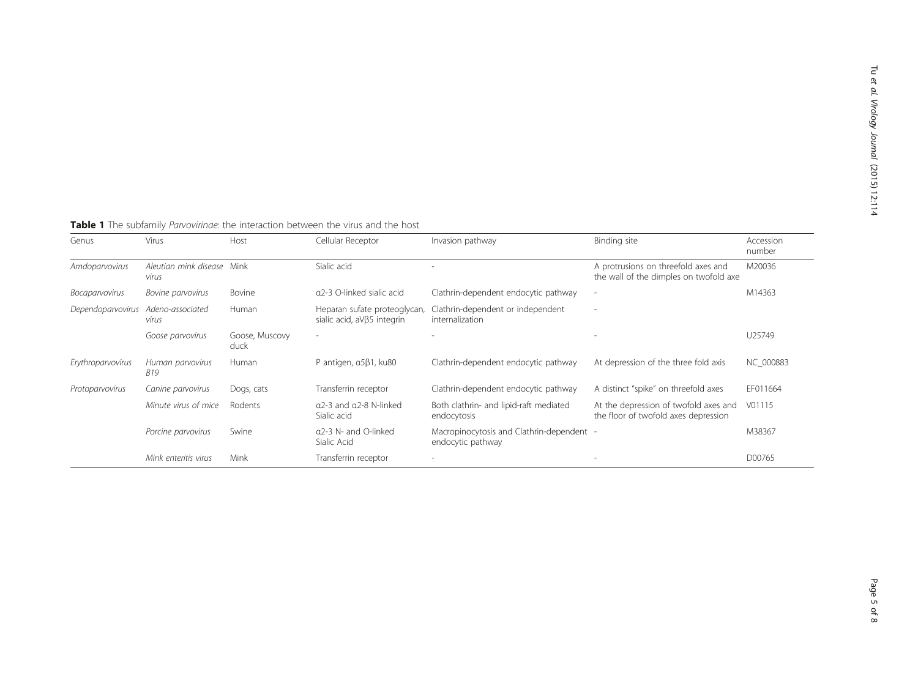**Table 1** The subfamily *Parvovirinae*: the interaction between the virus and the host

| Genus | Virus | Host | Cellular Receptor | Invasion pathway | Binding site | Accession number |
|---|---|---|---|---|---|---|
| *Amdoparvovirus* | *Aleutian mink disease virus* | Mink | Sialic acid | - | A protrusions on threefold axes and the wall of the dimples on twofold axe | M20036 |
| *Bocaparvovirus* | *Bovine parvovirus* | Bovine | α2-3 O-linked sialic acid | Clathrin-dependent endocytic pathway | - | M14363 |
| *Dependoparvovirus* | *Adeno-associated virus* | Human | Heparan sufate proteoglycan, sialic acid, aVβ5 integrin | Clathrin-dependent or independent internalization | - | |
| | *Goose parvovirus* | Goose, Muscovy duck | - | - | - | U25749 |
| *Erythroparvovirus* | *Human parvovirus B19* | Human | P antigen, α5β1, ku80 | Clathrin-dependent endocytic pathway | At depression of the three fold axis | NC_000883 |
| *Protoparvovirus* | *Canine parvovirus* | Dogs, cats | Transferrin receptor | Clathrin-dependent endocytic pathway | A distinct "spike" on threefold axes | EF011664 |
| | *Minute virus of mice* | Rodents | α2-3 and α2-8 N-linked Sialic acid | Both clathrin- and lipid-raft mediated endocytosis | At the depression of twofold axes and the floor of twofold axes depression | V01115 |
| | *Porcine parvovirus* | Swine | α2-3 N- and O-linked Sialic Acid | Macropinocytosis and Clathrin-dependent endocytic pathway | - | M38367 |
| | *Mink enteritis virus* | Mink | Transferrin receptor | - | - | D00765 |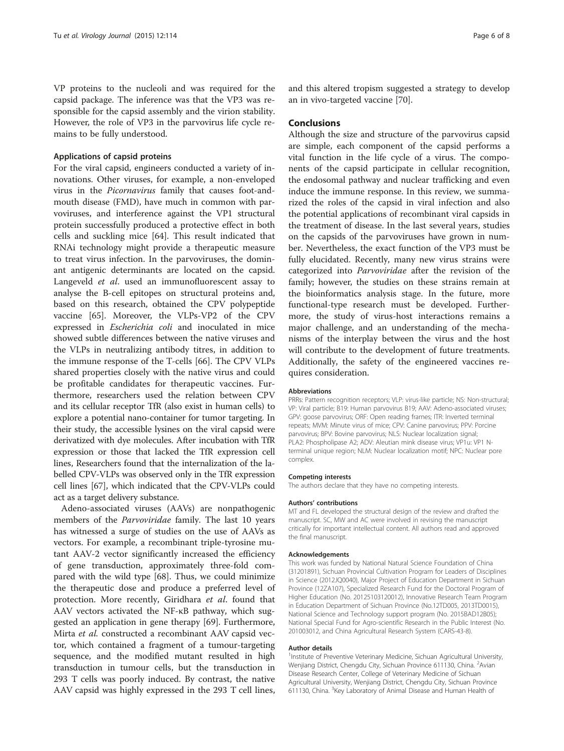VP proteins to the nucleoli and was required for the capsid package. The inference was that the VP3 was responsible for the capsid assembly and the virion stability. However, the role of VP3 in the parvovirus life cycle remains to be fully understood.

#### Applications of capsid proteins

For the viral capsid, engineers conducted a variety of innovations. Other viruses, for example, a non-enveloped virus in the *Picornavirus* family that causes foot-and-mouth disease (FMD), have much in common with parvoviruses, and interference against the VP1 structural protein successfully produced a protective effect in both cells and suckling mice [64]. This result indicated that RNAi technology might provide a therapeutic measure to treat virus infection. In the parvoviruses, the dominant antigenic determinants are located on the capsid. Langeveld *et al*. used an immunofluorescent assay to analyse the B-cell epitopes on structural proteins and, based on this research, obtained the CPV polypeptide vaccine [65]. Moreover, the VLPs-VP2 of the CPV expressed in *Escherichia coli* and inoculated in mice showed subtle differences between the native viruses and the VLPs in neutralizing antibody titres, in addition to the immune response of the T-cells [66]. The CPV VLPs shared properties closely with the native virus and could be profitable candidates for therapeutic vaccines. Furthermore, researchers used the relation between CPV and its cellular receptor TfR (also exist in human cells) to explore a potential nano-container for tumor targeting. In their study, the accessible lysines on the viral capsid were derivatized with dye molecules. After incubation with TfR expression or those that lacked the TfR expression cell lines, Researchers found that the internalization of the labelled CPV-VLPs was observed only in the TfR expression cell lines [67], which indicated that the CPV-VLPs could act as a target delivery substance.

Adeno-associated viruses (AAVs) are nonpathogenic members of the *Parvoviridae* family. The last 10 years has witnessed a surge of studies on the use of AAVs as vectors. For example, a recombinant triple-tyrosine mutant AAV-2 vector significantly increased the efficiency of gene transduction, approximately three-fold compared with the wild type [68]. Thus, we could minimize the therapeutic dose and produce a preferred level of protection. More recently, Giridhara *et al*. found that AAV vectors activated the NF-κB pathway, which suggested an application in gene therapy [69]. Furthermore, Mirta *et al.* constructed a recombinant AAV capsid vector, which contained a fragment of a tumour-targeting sequence, and the modified mutant resulted in high transduction in tumour cells, but the transduction in 293 T cells was poorly induced. By contrast, the native AAV capsid was highly expressed in the 293 T cell lines, and this altered tropism suggested a strategy to develop an in vivo-targeted vaccine [70].

## Conclusions

Although the size and structure of the parvovirus capsid are simple, each component of the capsid performs a vital function in the life cycle of a virus. The components of the capsid participate in cellular recognition, the endosomal pathway and nuclear trafficking and even induce the immune response. In this review, we summarized the roles of the capsid in viral infection and also the potential applications of recombinant viral capsids in the treatment of disease. In the last several years, studies on the capsids of the parvoviruses have grown in number. Nevertheless, the exact function of the VP3 must be fully elucidated. Recently, many new virus strains were categorized into *Parvoviridae* after the revision of the family; however, the studies on these strains remain at the bioinformatics analysis stage. In the future, more functional-type research must be developed. Furthermore, the study of virus-host interactions remains a major challenge, and an understanding of the mechanisms of the interplay between the virus and the host will contribute to the development of future treatments. Additionally, the safety of the engineered vaccines requires consideration.

#### Abbreviations

PRRs: Pattern recognition receptors; VLP: virus-like particle; NS: Non-structural; VP: Viral particle; B19: Human parvovirus B19; AAV: Adeno-associated viruses; GPV: goose parvovirus; ORF: Open reading frames; ITR: Inverted terminal repeats; MVM: Minute virus of mice; CPV: Canine parvovirus; PPV: Porcine parvovirus; BPV: Bovine parvovirus; NLS: Nuclear localization signal; PLA2: Phospholipase A2; ADV: Aleutian mink disease virus; VP1u: VP1 N-terminal unique region; NLM: Nuclear localization motif; NPC: Nuclear pore complex.

#### Competing interests

The authors declare that they have no competing interests.

#### Authors' contributions

MT and FL developed the structural design of the review and drafted the manuscript. SC, MW and AC were involved in revising the manuscript critically for important intellectual content. All authors read and approved the final manuscript.

#### Acknowledgements

This work was funded by National Natural Science Foundation of China (31201891), Sichuan Provincial Cultivation Program for Leaders of Disciplines in Science (2012JQ0040), Major Project of Education Department in Sichuan Province (12ZA107), Specialized Research Fund for the Doctoral Program of Higher Education (No. 20125103120012), Innovative Research Team Program in Education Department of Sichuan Province (No.12TD005, 2013TD0015), National Science and Technology support program (No. 2015BAD12B05); National Special Fund for Agro-scientific Research in the Public Interest (No. 201003012, and China Agricultural Research System (CARS-43-8).

#### Author details

[1]Institute of Preventive Veterinary Medicine, Sichuan Agricultural University, Wenjiang District, Chengdu City, Sichuan Province 611130, China. [2]Avian Disease Research Center, College of Veterinary Medicine of Sichuan Agricultural University, Wenjiang District, Chengdu City, Sichuan Province 611130, China. [3]Key Laboratory of Animal Disease and Human Health of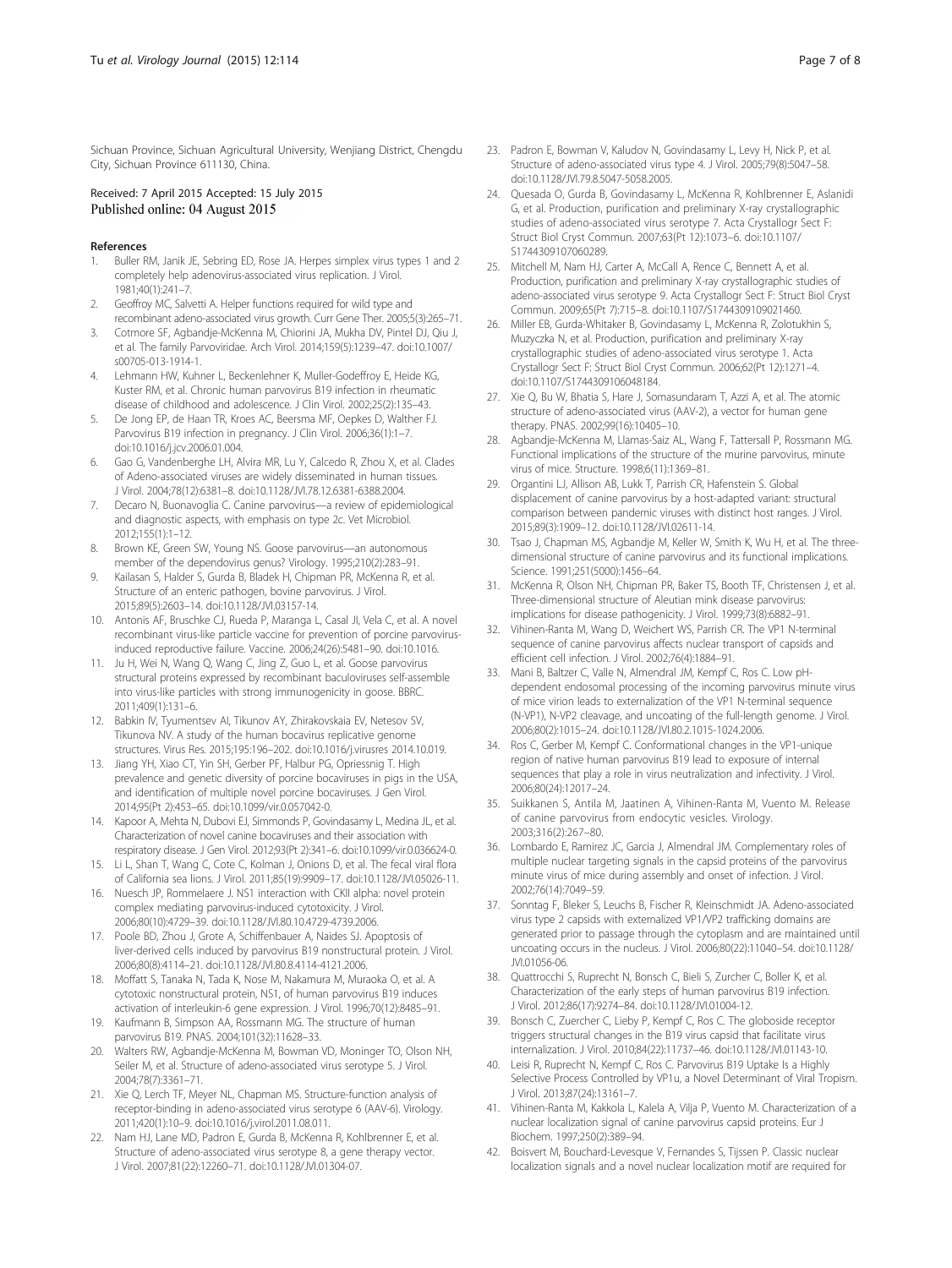Sichuan Province, Sichuan Agricultural University, Wenjiang District, Chengdu City, Sichuan Province 611130, China.

Received: 7 April 2015 Accepted: 15 July 2015
Published online: 04 August 2015

## References

1. Buller RM, Janik JE, Sebring ED, Rose JA. Herpes simplex virus types 1 and 2 completely help adenovirus-associated virus replication. J Virol. 1981;40(1):241–7.
2. Geoffroy MC, Salvetti A. Helper functions required for wild type and recombinant adeno-associated virus growth. Curr Gene Ther. 2005;5(3):265–71.
3. Cotmore SF, Agbandje-McKenna M, Chiorini JA, Mukha DV, Pintel DJ, Qiu J, et al. The family Parvoviridae. Arch Virol. 2014;159(5):1239–47. doi:10.1007/s00705-013-1914-1.
4. Lehmann HW, Kuhner L, Beckenlehner K, Muller-Godeffroy E, Heide KG, Kuster RM, et al. Chronic human parvovirus B19 infection in rheumatic disease of childhood and adolescence. J Clin Virol. 2002;25(2):135–43.
5. De Jong EP, de Haan TR, Kroes AC, Beersma MF, Oepkes D, Walther FJ. Parvovirus B19 infection in pregnancy. J Clin Virol. 2006;36(1):1–7. doi:10.1016/j.jcv.2006.01.004.
6. Gao G, Vandenberghe LH, Alvira MR, Lu Y, Calcedo R, Zhou X, et al. Clades of Adeno-associated viruses are widely disseminated in human tissues. J Virol. 2004;78(12):6381–8. doi:10.1128/JVI.78.12.6381-6388.2004.
7. Decaro N, Buonavoglia C. Canine parvovirus—a review of epidemiological and diagnostic aspects, with emphasis on type 2c. Vet Microbiol. 2012;155(1):1–12.
8. Brown KE, Green SW, Young NS. Goose parvovirus—an autonomous member of the dependovirus genus? Virology. 1995;210(2):283–91.
9. Kailasan S, Halder S, Gurda B, Bladek H, Chipman PR, McKenna R, et al. Structure of an enteric pathogen, bovine parvovirus. J Virol. 2015;89(5):2603–14. doi:10.1128/JVI.03157-14.
10. Antonis AF, Bruschke CJ, Rueda P, Maranga L, Casal JI, Vela C, et al. A novel recombinant virus-like particle vaccine for prevention of porcine parvovirus-induced reproductive failure. Vaccine. 2006;24(26):5481–90. doi:10.1016.
11. Ju H, Wei N, Wang Q, Wang C, Jing Z, Guo L, et al. Goose parvovirus structural proteins expressed by recombinant baculoviruses self-assemble into virus-like particles with strong immunogenicity in goose. BBRC. 2011;409(1):131–6.
12. Babkin IV, Tyumentsev AI, Tikunov AY, Zhirakovskaia EV, Netesov SV, Tikunova NV. A study of the human bocavirus replicative genome structures. Virus Res. 2015;195:196–202. doi:10.1016/j.virusres 2014.10.019.
13. Jiang YH, Xiao CT, Yin SH, Gerber PF, Halbur PG, Opriessnig T. High prevalence and genetic diversity of porcine bocaviruses in pigs in the USA, and identification of multiple novel porcine bocaviruses. J Gen Virol. 2014;95(Pt 2):453–65. doi:10.1099/vir.0.057042-0.
14. Kapoor A, Mehta N, Dubovi EJ, Simmonds P, Govindasamy L, Medina JL, et al. Characterization of novel canine bocaviruses and their association with respiratory disease. J Gen Virol. 2012;93(Pt 2):341–6. doi:10.1099/vir.0.036624-0.
15. Li L, Shan T, Wang C, Cote C, Kolman J, Onions D, et al. The fecal viral flora of California sea lions. J Virol. 2011;85(19):9909–17. doi:10.1128/JVI.05026-11.
16. Nuesch JP, Rommelaere J. NS1 interaction with CKII alpha: novel protein complex mediating parvovirus-induced cytotoxicity. J Virol. 2006;80(10):4729–39. doi:10.1128/JVI.80.10.4729-4739.2006.
17. Poole BD, Zhou J, Grote A, Schiffenbauer A, Naides SJ. Apoptosis of liver-derived cells induced by parvovirus B19 nonstructural protein. J Virol. 2006;80(8):4114–21. doi:10.1128/JVI.80.8.4114-4121.2006.
18. Moffatt S, Tanaka N, Tada K, Nose M, Nakamura M, Muraoka O, et al. A cytotoxic nonstructural protein, NS1, of human parvovirus B19 induces activation of interleukin-6 gene expression. J Virol. 1996;70(12):8485–91.
19. Kaufmann B, Simpson AA, Rossmann MG. The structure of human parvovirus B19. PNAS. 2004;101(32):11628–33.
20. Walters RW, Agbandje-McKenna M, Bowman VD, Moninger TO, Olson NH, Seiler M, et al. Structure of adeno-associated virus serotype 5. J Virol. 2004;78(7):3361–71.
21. Xie Q, Lerch TF, Meyer NL, Chapman MS. Structure-function analysis of receptor-binding in adeno-associated virus serotype 6 (AAV-6). Virology. 2011;420(1):10–9. doi:10.1016/j.virol.2011.08.011.
22. Nam HJ, Lane MD, Padron E, Gurda B, McKenna R, Kohlbrenner E, et al. Structure of adeno-associated virus serotype 8, a gene therapy vector. J Virol. 2007;81(22):12260–71. doi:10.1128/JVI.01304-07.
23. Padron E, Bowman V, Kaludov N, Govindasamy L, Levy H, Nick P, et al. Structure of adeno-associated virus type 4. J Virol. 2005;79(8):5047–58. doi:10.1128/JVI.79.8.5047-5058.2005.
24. Quesada O, Gurda B, Govindasamy L, McKenna R, Kohlbrenner E, Aslanidi G, et al. Production, purification and preliminary X-ray crystallographic studies of adeno-associated virus serotype 7. Acta Crystallogr Sect F: Struct Biol Cryst Commun. 2007;63(Pt 12):1073–6. doi:10.1107/S1744309107060289.
25. Mitchell M, Nam HJ, Carter A, McCall A, Rence C, Bennett A, et al. Production, purification and preliminary X-ray crystallographic studies of adeno-associated virus serotype 9. Acta Crystallogr Sect F: Struct Biol Cryst Commun. 2009;65(Pt 7):715–8. doi:10.1107/S1744309109021460.
26. Miller EB, Gurda-Whitaker B, Govindasamy L, McKenna R, Zolotukhin S, Muzyczka N, et al. Production, purification and preliminary X-ray crystallographic studies of adeno-associated virus serotype 1. Acta Crystallogr Sect F: Struct Biol Cryst Commun. 2006;62(Pt 12):1271–4. doi:10.1107/S1744309106048184.
27. Xie Q, Bu W, Bhatia S, Hare J, Somasundaram T, Azzi A, et al. The atomic structure of adeno-associated virus (AAV-2), a vector for human gene therapy. PNAS. 2002;99(16):10405–10.
28. Agbandje-McKenna M, Llamas-Saiz AL, Wang F, Tattersall P, Rossmann MG. Functional implications of the structure of the murine parvovirus, minute virus of mice. Structure. 1998;6(11):1369–81.
29. Organtini LJ, Allison AB, Lukk T, Parrish CR, Hafenstein S. Global displacement of canine parvovirus by a host-adapted variant: structural comparison between pandemic viruses with distinct host ranges. J Virol. 2015;89(3):1909–12. doi:10.1128/JVI.02611-14.
30. Tsao J, Chapman MS, Agbandje M, Keller W, Smith K, Wu H, et al. The three-dimensional structure of canine parvovirus and its functional implications. Science. 1991;251(5000):1456–64.
31. McKenna R, Olson NH, Chipman PR, Baker TS, Booth TF, Christensen J, et al. Three-dimensional structure of Aleutian mink disease parvovirus: implications for disease pathogenicity. J Virol. 1999;73(8):6882–91.
32. Vihinen-Ranta M, Wang D, Weichert WS, Parrish CR. The VP1 N-terminal sequence of canine parvovirus affects nuclear transport of capsids and efficient cell infection. J Virol. 2002;76(4):1884–91.
33. Mani B, Baltzer C, Valle N, Almendral JM, Kempf C, Ros C. Low pH-dependent endosomal processing of the incoming parvovirus minute virus of mice virion leads to externalization of the VP1 N-terminal sequence (N-VP1), N-VP2 cleavage, and uncoating of the full-length genome. J Virol. 2006;80(2):1015–24. doi:10.1128/JVI.80.2.1015-1024.2006.
34. Ros C, Gerber M, Kempf C. Conformational changes in the VP1-unique region of native human parvovirus B19 lead to exposure of internal sequences that play a role in virus neutralization and infectivity. J Virol. 2006;80(24):12017–24.
35. Suikkanen S, Antila M, Jaatinen A, Vihinen-Ranta M, Vuento M. Release of canine parvovirus from endocytic vesicles. Virology. 2003;316(2):267–80.
36. Lombardo E, Ramirez JC, Garcia J, Almendral JM. Complementary roles of multiple nuclear targeting signals in the capsid proteins of the parvovirus minute virus of mice during assembly and onset of infection. J Virol. 2002;76(14):7049–59.
37. Sonntag F, Bleker S, Leuchs B, Fischer R, Kleinschmidt JA. Adeno-associated virus type 2 capsids with externalized VP1/VP2 trafficking domains are generated prior to passage through the cytoplasm and are maintained until uncoating occurs in the nucleus. J Virol. 2006;80(22):11040–54. doi:10.1128/JVI.01056-06.
38. Quattrocchi S, Ruprecht N, Bonsch C, Bieli S, Zurcher C, Boller K, et al. Characterization of the early steps of human parvovirus B19 infection. J Virol. 2012;86(17):9274–84. doi:10.1128/JVI.01004-12.
39. Bonsch C, Zuercher C, Lieby P, Kempf C, Ros C. The globoside receptor triggers structural changes in the B19 virus capsid that facilitate virus internalization. J Virol. 2010;84(22):11737–46. doi:10.1128/JVI.01143-10.
40. Leisi R, Ruprecht N, Kempf C, Ros C. Parvovirus B19 Uptake Is a Highly Selective Process Controlled by VP1u, a Novel Determinant of Viral Tropism. J Virol. 2013;87(24):13161–7.
41. Vihinen-Ranta M, Kakkola L, Kalela A, Vilja P, Vuento M. Characterization of a nuclear localization signal of canine parvovirus capsid proteins. Eur J Biochem. 1997;250(2):389–94.
42. Boisvert M, Bouchard-Levesque V, Fernandes S, Tijssen P. Classic nuclear localization signals and a novel nuclear localization motif are required for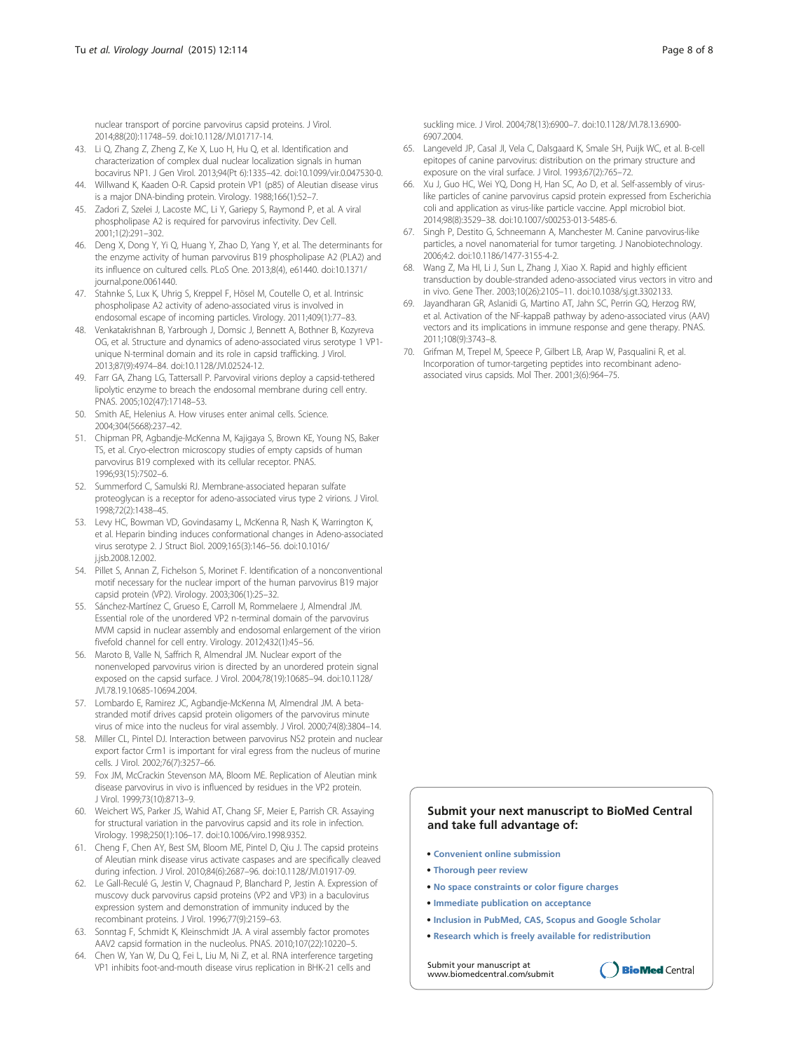nuclear transport of porcine parvovirus capsid proteins. J Virol. 2014;88(20):11748–59. doi:10.1128/JVI.01717-14.

43. Li Q, Zhang Z, Zheng Z, Ke X, Luo H, Hu Q, et al. Identification and characterization of complex dual nuclear localization signals in human bocavirus NP1. J Gen Virol. 2013;94(Pt 6):1335–42. doi:10.1099/vir.0.047530-0.
44. Willwand K, Kaaden O-R. Capsid protein VP1 (p85) of Aleutian disease virus is a major DNA-binding protein. Virology. 1988;166(1):52–7.
45. Zadori Z, Szelei J, Lacoste MC, Li Y, Gariepy S, Raymond P, et al. A viral phospholipase A2 is required for parvovirus infectivity. Dev Cell. 2001;1(2):291–302.
46. Deng X, Dong Y, Yi Q, Huang Y, Zhao D, Yang Y, et al. The determinants for the enzyme activity of human parvovirus B19 phospholipase A2 (PLA2) and its influence on cultured cells. PLoS One. 2013;8(4), e61440. doi:10.1371/journal.pone.0061440.
47. Stahnke S, Lux K, Uhrig S, Kreppel F, Hösel M, Coutelle O, et al. Intrinsic phospholipase A2 activity of adeno-associated virus is involved in endosomal escape of incoming particles. Virology. 2011;409(1):77–83.
48. Venkatakrishnan B, Yarbrough J, Domsic J, Bennett A, Bothner B, Kozyreva OG, et al. Structure and dynamics of adeno-associated virus serotype 1 VP1-unique N-terminal domain and its role in capsid trafficking. J Virol. 2013;87(9):4974–84. doi:10.1128/JVI.02524-12.
49. Farr GA, Zhang LG, Tattersall P. Parvoviral virions deploy a capsid-tethered lipolytic enzyme to breach the endosomal membrane during cell entry. PNAS. 2005;102(47):17148–53.
50. Smith AE, Helenius A. How viruses enter animal cells. Science. 2004;304(5668):237–42.
51. Chipman PR, Agbandje-McKenna M, Kajigaya S, Brown KE, Young NS, Baker TS, et al. Cryo-electron microscopy studies of empty capsids of human parvovirus B19 complexed with its cellular receptor. PNAS. 1996;93(15):7502–6.
52. Summerford C, Samulski RJ. Membrane-associated heparan sulfate proteoglycan is a receptor for adeno-associated virus type 2 virions. J Virol. 1998;72(2):1438–45.
53. Levy HC, Bowman VD, Govindasamy L, McKenna R, Nash K, Warrington K, et al. Heparin binding induces conformational changes in Adeno-associated virus serotype 2. J Struct Biol. 2009;165(3):146–56. doi:10.1016/j.jsb.2008.12.002.
54. Pillet S, Annan Z, Fichelson S, Morinet F. Identification of a nonconventional motif necessary for the nuclear import of the human parvovirus B19 major capsid protein (VP2). Virology. 2003;306(1):25–32.
55. Sánchez-Martínez C, Grueso E, Carroll M, Rommelaere J, Almendral JM. Essential role of the unordered VP2 n-terminal domain of the parvovirus MVM capsid in nuclear assembly and endosomal enlargement of the virion fivefold channel for cell entry. Virology. 2012;432(1):45–56.
56. Maroto B, Valle N, Saffrich R, Almendral JM. Nuclear export of the nonenveloped parvovirus virion is directed by an unordered protein signal exposed on the capsid surface. J Virol. 2004;78(19):10685–94. doi:10.1128/JVI.78.19.10685-10694.2004.
57. Lombardo E, Ramirez JC, Agbandje-McKenna M, Almendral JM. A beta-stranded motif drives capsid protein oligomers of the parvovirus minute virus of mice into the nucleus for viral assembly. J Virol. 2000;74(8):3804–14.
58. Miller CL, Pintel DJ. Interaction between parvovirus NS2 protein and nuclear export factor Crm1 is important for viral egress from the nucleus of murine cells. J Virol. 2002;76(7):3257–66.
59. Fox JM, McCrackin Stevenson MA, Bloom ME. Replication of Aleutian mink disease parvovirus in vivo is influenced by residues in the VP2 protein. J Virol. 1999;73(10):8713–9.
60. Weichert WS, Parker JS, Wahid AT, Chang SF, Meier E, Parrish CR. Assaying for structural variation in the parvovirus capsid and its role in infection. Virology. 1998;250(1):106–17. doi:10.1006/viro.1998.9352.
61. Cheng F, Chen AY, Best SM, Bloom ME, Pintel D, Qiu J. The capsid proteins of Aleutian mink disease virus activate caspases and are specifically cleaved during infection. J Virol. 2010;84(6):2687–96. doi:10.1128/JVI.01917-09.
62. Le Gall-Reculé G, Jestin V, Chagnaud P, Blanchard P, Jestin A. Expression of muscovy duck parvovirus capsid proteins (VP2 and VP3) in a baculovirus expression system and demonstration of immunity induced by the recombinant proteins. J Virol. 1996;77(9):2159–63.
63. Sonntag F, Schmidt K, Kleinschmidt JA. A viral assembly factor promotes AAV2 capsid formation in the nucleolus. PNAS. 2010;107(22):10220–5.
64. Chen W, Yan W, Du Q, Fei L, Liu M, Ni Z, et al. RNA interference targeting VP1 inhibits foot-and-mouth disease virus replication in BHK-21 cells and suckling mice. J Virol. 2004;78(13):6900–7. doi:10.1128/JVI.78.13.6900-6907.2004.
65. Langeveld JP, Casal JI, Vela C, Dalsgaard K, Smale SH, Puijk WC, et al. B-cell epitopes of canine parvovirus: distribution on the primary structure and exposure on the viral surface. J Virol. 1993;67(2):765–72.
66. Xu J, Guo HC, Wei YQ, Dong H, Han SC, Ao D, et al. Self-assembly of virus-like particles of canine parvovirus capsid protein expressed from Escherichia coli and application as virus-like particle vaccine. Appl microbiol biot. 2014;98(8):3529–38. doi:10.1007/s00253-013-5485-6.
67. Singh P, Destito G, Schneemann A, Manchester M. Canine parvovirus-like particles, a novel nanomaterial for tumor targeting. J Nanobiotechnology. 2006;4:2. doi:10.1186/1477-3155-4-2.
68. Wang Z, Ma HI, Li J, Sun L, Zhang J, Xiao X. Rapid and highly efficient transduction by double-stranded adeno-associated virus vectors in vitro and in vivo. Gene Ther. 2003;10(26):2105–11. doi:10.1038/sj.gt.3302133.
69. Jayandharan GR, Aslanidi G, Martino AT, Jahn SC, Perrin GQ, Herzog RW, et al. Activation of the NF-kappaB pathway by adeno-associated virus (AAV) vectors and its implications in immune response and gene therapy. PNAS. 2011;108(9):3743–8.
70. Grifman M, Trepel M, Speece P, Gilbert LB, Arap W, Pasqualini R, et al. Incorporation of tumor-targeting peptides into recombinant adeno-associated virus capsids. Mol Ther. 2001;3(6):964–75.

**Submit your next manuscript to BioMed Central and take full advantage of:**

- Convenient online submission
- Thorough peer review
- No space constraints or color figure charges
- Immediate publication on acceptance
- Inclusion in PubMed, CAS, Scopus and Google Scholar
- Research which is freely available for redistribution

Submit your manuscript at www.biomedcentral.com/submit

BioMed Central